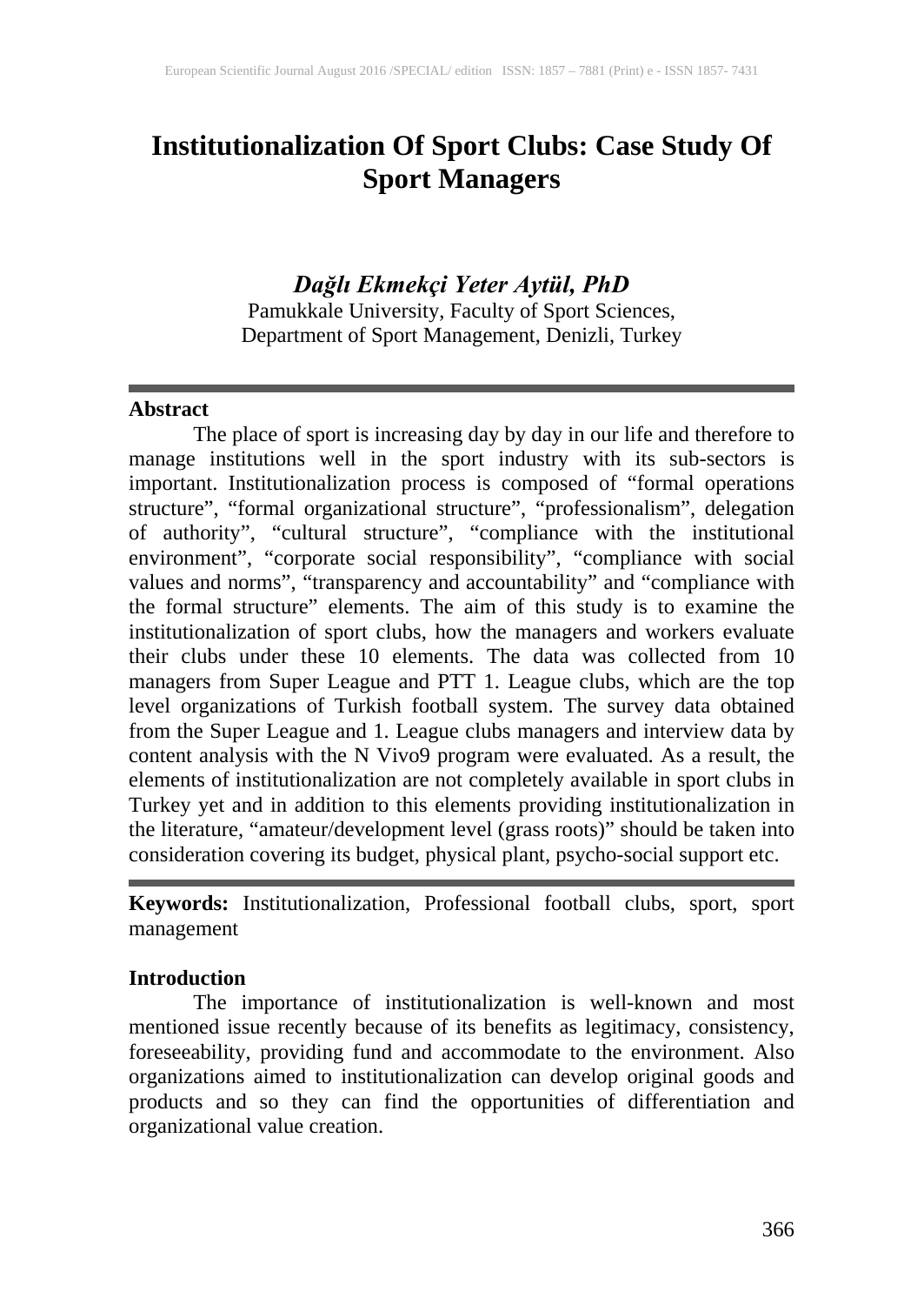# Institutionalization Of Sport Clubs: Case Study Of Sport Managers

***Dağlı Ekmekçi Yeter Aytül, PhD***

Pamukkale University, Faculty of Sport Sciences,
Department of Sport Management, Denizli, Turkey

---

## Abstract

The place of sport is increasing day by day in our life and therefore to manage institutions well in the sport industry with its sub-sectors is important. Institutionalization process is composed of "formal operations structure", "formal organizational structure", "professionalism", delegation of authority", "cultural structure", "compliance with the institutional environment", "corporate social responsibility", "compliance with social values and norms", "transparency and accountability" and "compliance with the formal structure" elements. The aim of this study is to examine the institutionalization of sport clubs, how the managers and workers evaluate their clubs under these 10 elements. The data was collected from 10 managers from Super League and PTT 1. League clubs, which are the top level organizations of Turkish football system. The survey data obtained from the Super League and 1. League clubs managers and interview data by content analysis with the N Vivo9 program were evaluated. As a result, the elements of institutionalization are not completely available in sport clubs in Turkey yet and in addition to this elements providing institutionalization in the literature, "amateur/development level (grass roots)" should be taken into consideration covering its budget, physical plant, psycho-social support etc.

---

**Keywords:** Institutionalization, Professional football clubs, sport, sport management

## Introduction

The importance of institutionalization is well-known and most mentioned issue recently because of its benefits as legitimacy, consistency, foreseeability, providing fund and accommodate to the environment. Also organizations aimed to institutionalization can develop original goods and products and so they can find the opportunities of differentiation and organizational value creation.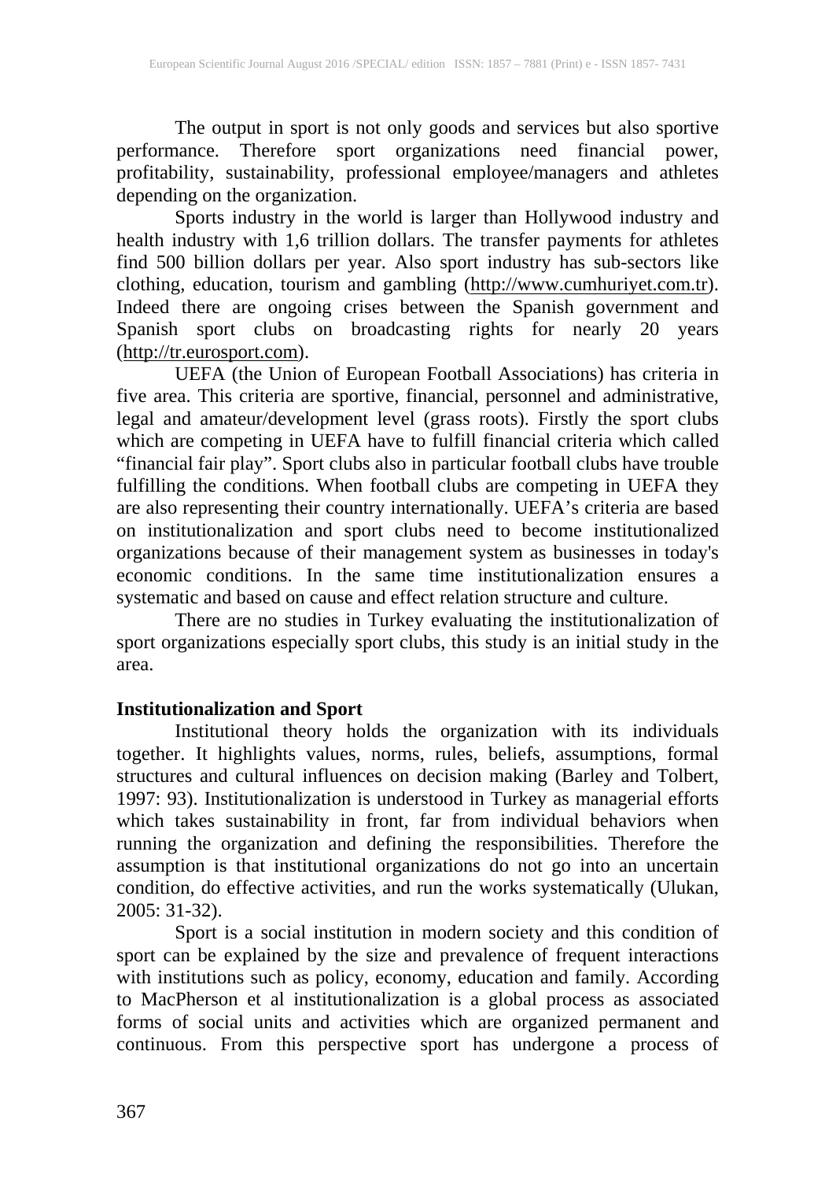The output in sport is not only goods and services but also sportive performance. Therefore sport organizations need financial power, profitability, sustainability, professional employee/managers and athletes depending on the organization.

Sports industry in the world is larger than Hollywood industry and health industry with 1,6 trillion dollars. The transfer payments for athletes find 500 billion dollars per year. Also sport industry has sub-sectors like clothing, education, tourism and gambling (http://www.cumhuriyet.com.tr). Indeed there are ongoing crises between the Spanish government and Spanish sport clubs on broadcasting rights for nearly 20 years (http://tr.eurosport.com).

UEFA (the Union of European Football Associations) has criteria in five area. This criteria are sportive, financial, personnel and administrative, legal and amateur/development level (grass roots). Firstly the sport clubs which are competing in UEFA have to fulfill financial criteria which called "financial fair play". Sport clubs also in particular football clubs have trouble fulfilling the conditions. When football clubs are competing in UEFA they are also representing their country internationally. UEFA's criteria are based on institutionalization and sport clubs need to become institutionalized organizations because of their management system as businesses in today's economic conditions. In the same time institutionalization ensures a systematic and based on cause and effect relation structure and culture.

There are no studies in Turkey evaluating the institutionalization of sport organizations especially sport clubs, this study is an initial study in the area.

**Institutionalization and Sport**

Institutional theory holds the organization with its individuals together. It highlights values, norms, rules, beliefs, assumptions, formal structures and cultural influences on decision making (Barley and Tolbert, 1997: 93). Institutionalization is understood in Turkey as managerial efforts which takes sustainability in front, far from individual behaviors when running the organization and defining the responsibilities. Therefore the assumption is that institutional organizations do not go into an uncertain condition, do effective activities, and run the works systematically (Ulukan, 2005: 31-32).

Sport is a social institution in modern society and this condition of sport can be explained by the size and prevalence of frequent interactions with institutions such as policy, economy, education and family. According to MacPherson et al institutionalization is a global process as associated forms of social units and activities which are organized permanent and continuous. From this perspective sport has undergone a process of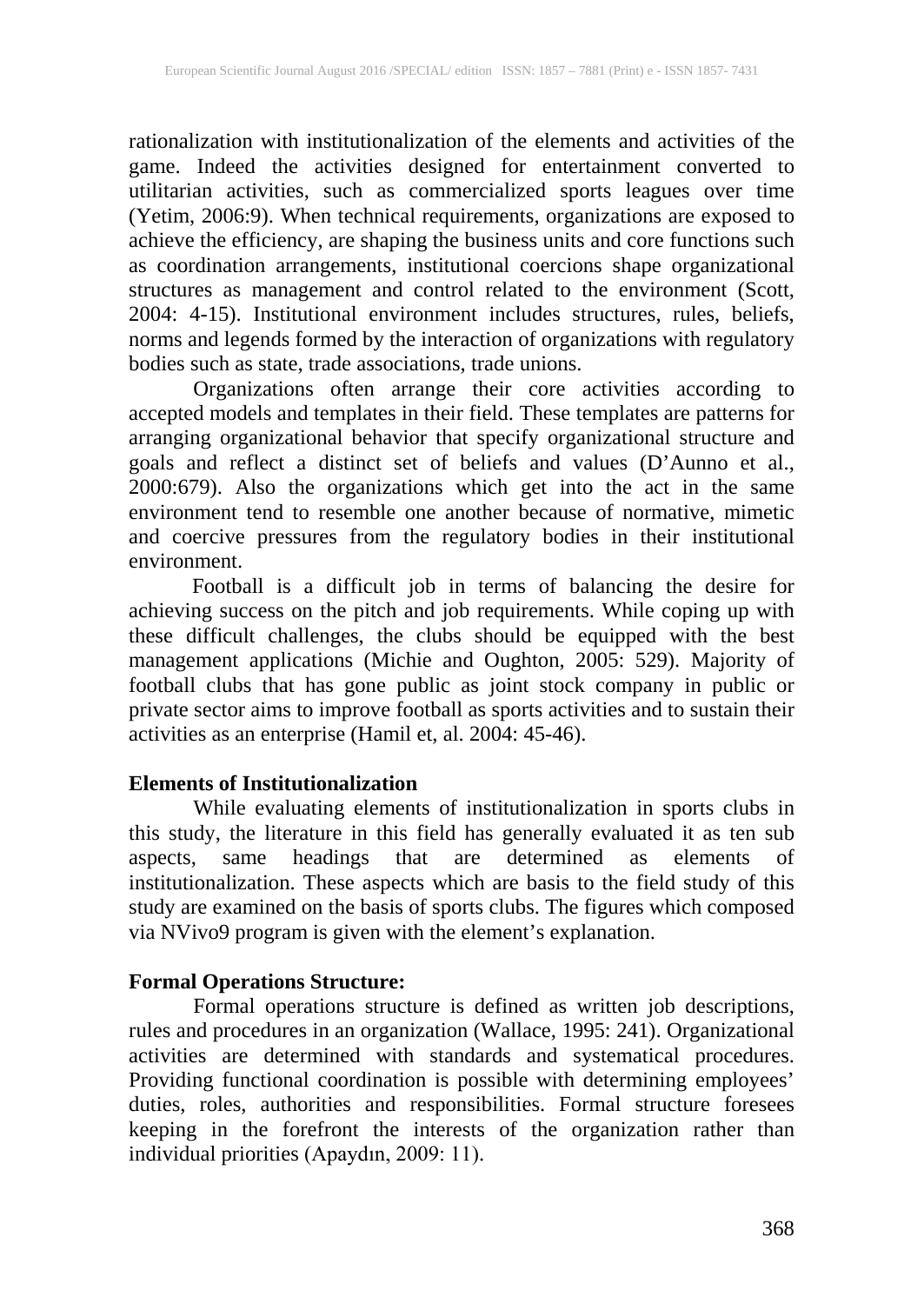rationalization with institutionalization of the elements and activities of the game. Indeed the activities designed for entertainment converted to utilitarian activities, such as commercialized sports leagues over time (Yetim, 2006:9). When technical requirements, organizations are exposed to achieve the efficiency, are shaping the business units and core functions such as coordination arrangements, institutional coercions shape organizational structures as management and control related to the environment (Scott, 2004: 4-15). Institutional environment includes structures, rules, beliefs, norms and legends formed by the interaction of organizations with regulatory bodies such as state, trade associations, trade unions.

Organizations often arrange their core activities according to accepted models and templates in their field. These templates are patterns for arranging organizational behavior that specify organizational structure and goals and reflect a distinct set of beliefs and values (D'Aunno et al., 2000:679). Also the organizations which get into the act in the same environment tend to resemble one another because of normative, mimetic and coercive pressures from the regulatory bodies in their institutional environment.

Football is a difficult job in terms of balancing the desire for achieving success on the pitch and job requirements. While coping up with these difficult challenges, the clubs should be equipped with the best management applications (Michie and Oughton, 2005: 529). Majority of football clubs that has gone public as joint stock company in public or private sector aims to improve football as sports activities and to sustain their activities as an enterprise (Hamil et, al. 2004: 45-46).

**Elements of Institutionalization**

While evaluating elements of institutionalization in sports clubs in this study, the literature in this field has generally evaluated it as ten sub aspects, same headings that are determined as elements of institutionalization. These aspects which are basis to the field study of this study are examined on the basis of sports clubs. The figures which composed via NVivo9 program is given with the element's explanation.

**Formal Operations Structure:**

Formal operations structure is defined as written job descriptions, rules and procedures in an organization (Wallace, 1995: 241). Organizational activities are determined with standards and systematical procedures. Providing functional coordination is possible with determining employees' duties, roles, authorities and responsibilities. Formal structure foresees keeping in the forefront the interests of the organization rather than individual priorities (Apaydın, 2009: 11).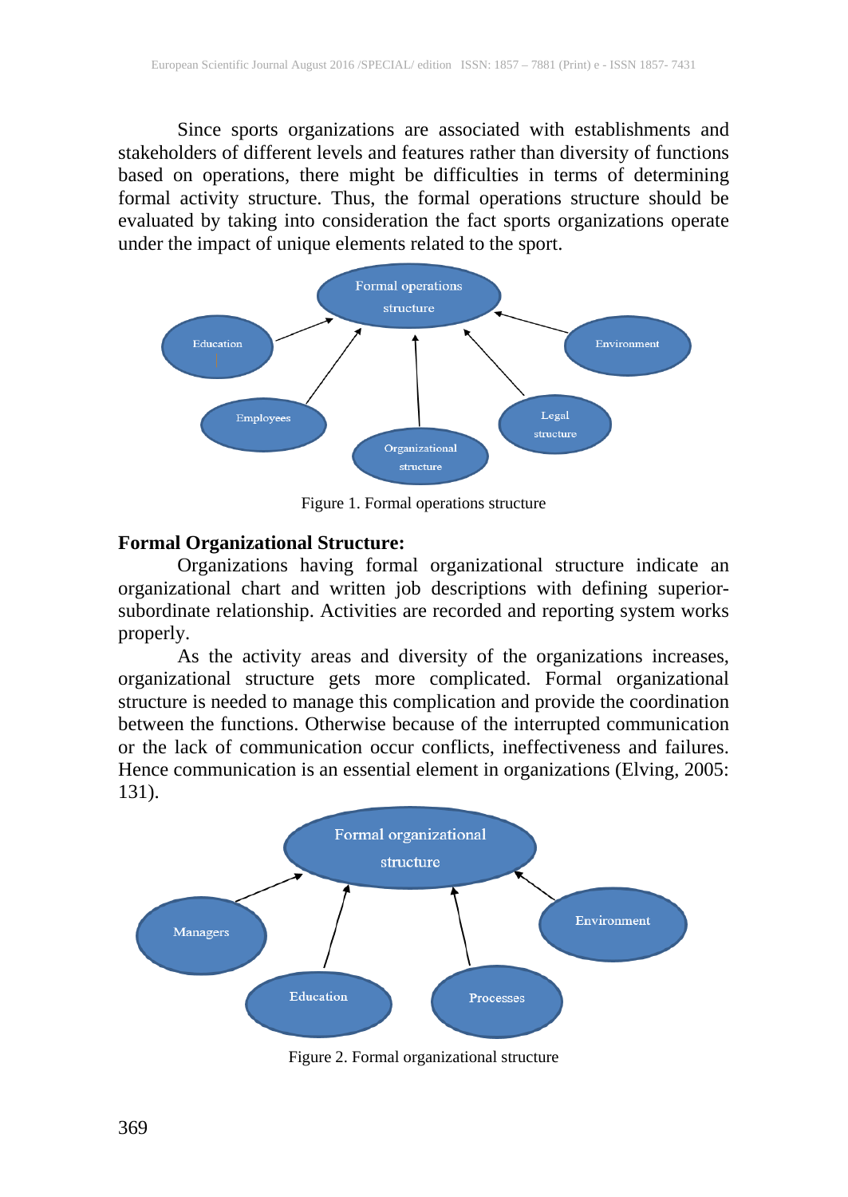Since sports organizations are associated with establishments and stakeholders of different levels and features rather than diversity of functions based on operations, there might be difficulties in terms of determining formal activity structure. Thus, the formal operations structure should be evaluated by taking into consideration the fact sports organizations operate under the impact of unique elements related to the sport.

Formal operations structure

Education

Environment

Employees

Legal structure

Organizational structure

Figure 1. Formal operations structure

**Formal Organizational Structure:**

Organizations having formal organizational structure indicate an organizational chart and written job descriptions with defining superior-subordinate relationship. Activities are recorded and reporting system works properly.

As the activity areas and diversity of the organizations increases, organizational structure gets more complicated. Formal organizational structure is needed to manage this complication and provide the coordination between the functions. Otherwise because of the interrupted communication or the lack of communication occur conflicts, ineffectiveness and failures. Hence communication is an essential element in organizations (Elving, 2005: 131).

Formal organizational structure

Managers

Environment

Education

Processes

Figure 2. Formal organizational structure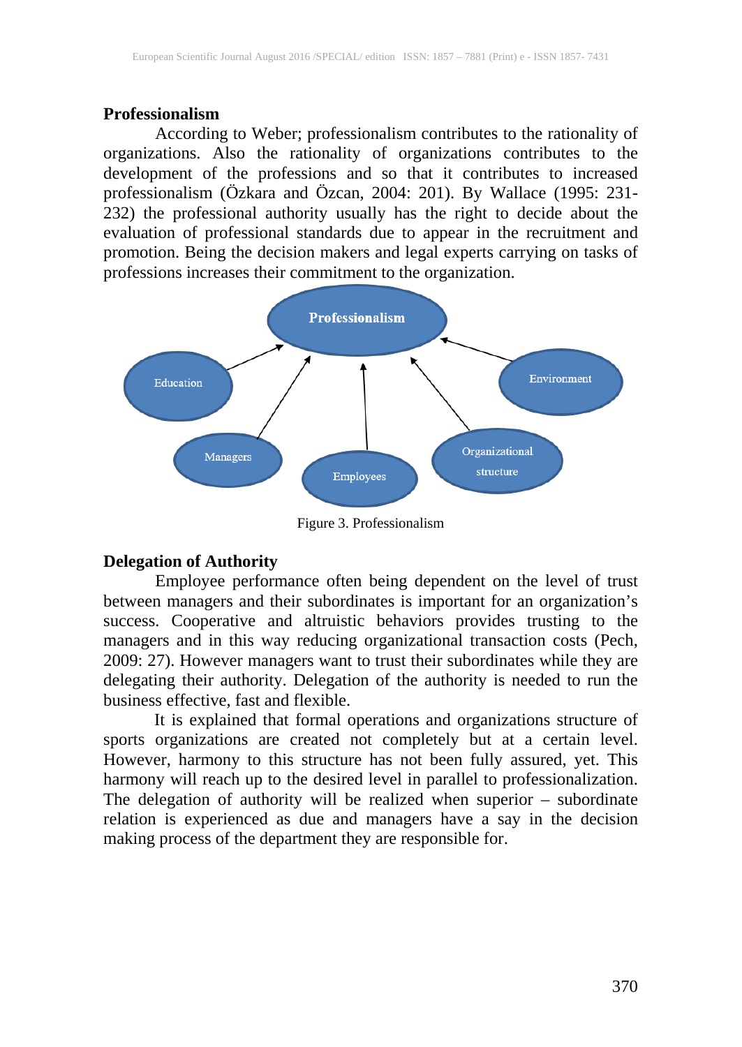## Professionalism

According to Weber; professionalism contributes to the rationality of organizations. Also the rationality of organizations contributes to the development of the professions and so that it contributes to increased professionalism (Özkara and Özcan, 2004: 201). By Wallace (1995: 231-232) the professional authority usually has the right to decide about the evaluation of professional standards due to appear in the recruitment and promotion. Being the decision makers and legal experts carrying on tasks of professions increases their commitment to the organization.

Figure 3. Professionalism

## Delegation of Authority

Employee performance often being dependent on the level of trust between managers and their subordinates is important for an organization's success. Cooperative and altruistic behaviors provides trusting to the managers and in this way reducing organizational transaction costs (Pech, 2009: 27). However managers want to trust their subordinates while they are delegating their authority. Delegation of the authority is needed to run the business effective, fast and flexible.

It is explained that formal operations and organizations structure of sports organizations are created not completely but at a certain level. However, harmony to this structure has not been fully assured, yet. This harmony will reach up to the desired level in parallel to professionalization. The delegation of authority will be realized when superior – subordinate relation is experienced as due and managers have a say in the decision making process of the department they are responsible for.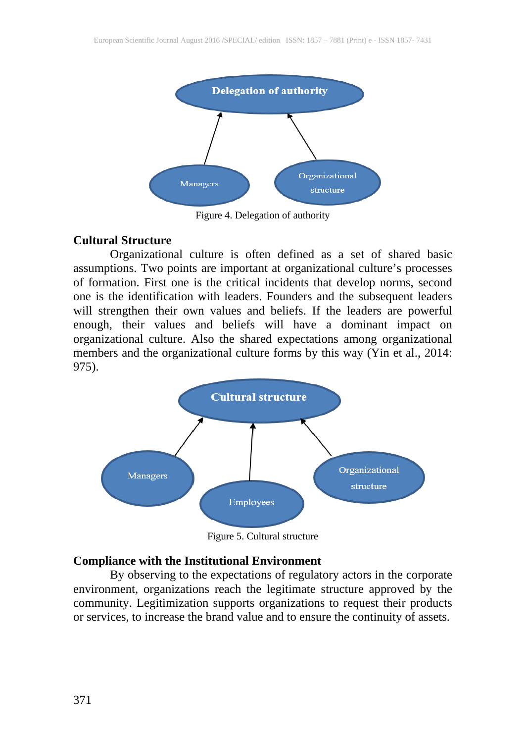Figure 4. Delegation of authority

## Cultural Structure

Organizational culture is often defined as a set of shared basic assumptions. Two points are important at organizational culture's processes of formation. First one is the critical incidents that develop norms, second one is the identification with leaders. Founders and the subsequent leaders will strengthen their own values and beliefs. If the leaders are powerful enough, their values and beliefs will have a dominant impact on organizational culture. Also the shared expectations among organizational members and the organizational culture forms by this way (Yin et al., 2014: 975).

Figure 5. Cultural structure

## Compliance with the Institutional Environment

By observing to the expectations of regulatory actors in the corporate environment, organizations reach the legitimate structure approved by the community. Legitimization supports organizations to request their products or services, to increase the brand value and to ensure the continuity of assets.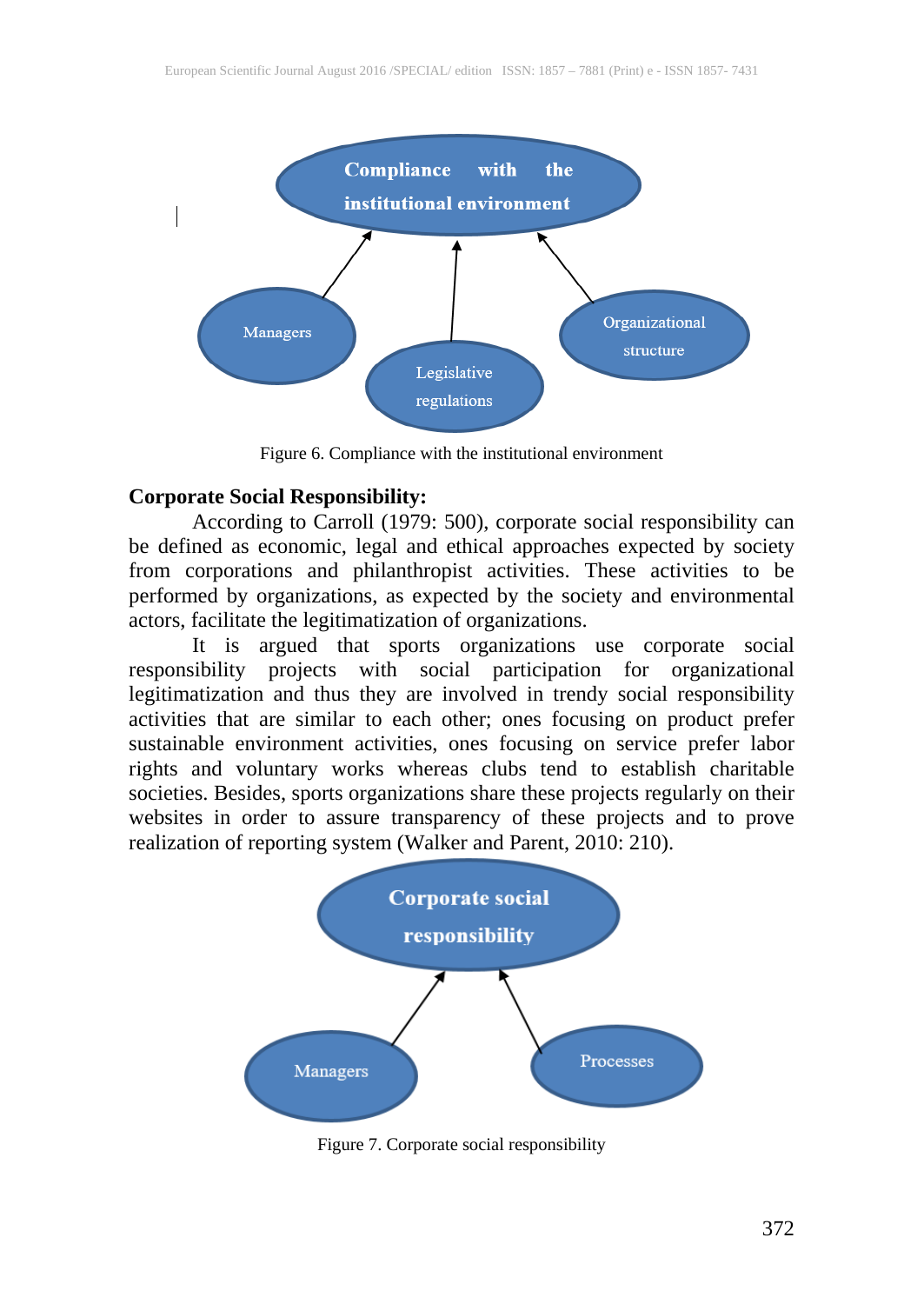Figure 6. Compliance with the institutional environment

**Corporate Social Responsibility:**

According to Carroll (1979: 500), corporate social responsibility can be defined as economic, legal and ethical approaches expected by society from corporations and philanthropist activities. These activities to be performed by organizations, as expected by the society and environmental actors, facilitate the legitimatization of organizations.

It is argued that sports organizations use corporate social responsibility projects with social participation for organizational legitimatization and thus they are involved in trendy social responsibility activities that are similar to each other; ones focusing on product prefer sustainable environment activities, ones focusing on service prefer labor rights and voluntary works whereas clubs tend to establish charitable societies. Besides, sports organizations share these projects regularly on their websites in order to assure transparency of these projects and to prove realization of reporting system (Walker and Parent, 2010: 210).

Figure 7. Corporate social responsibility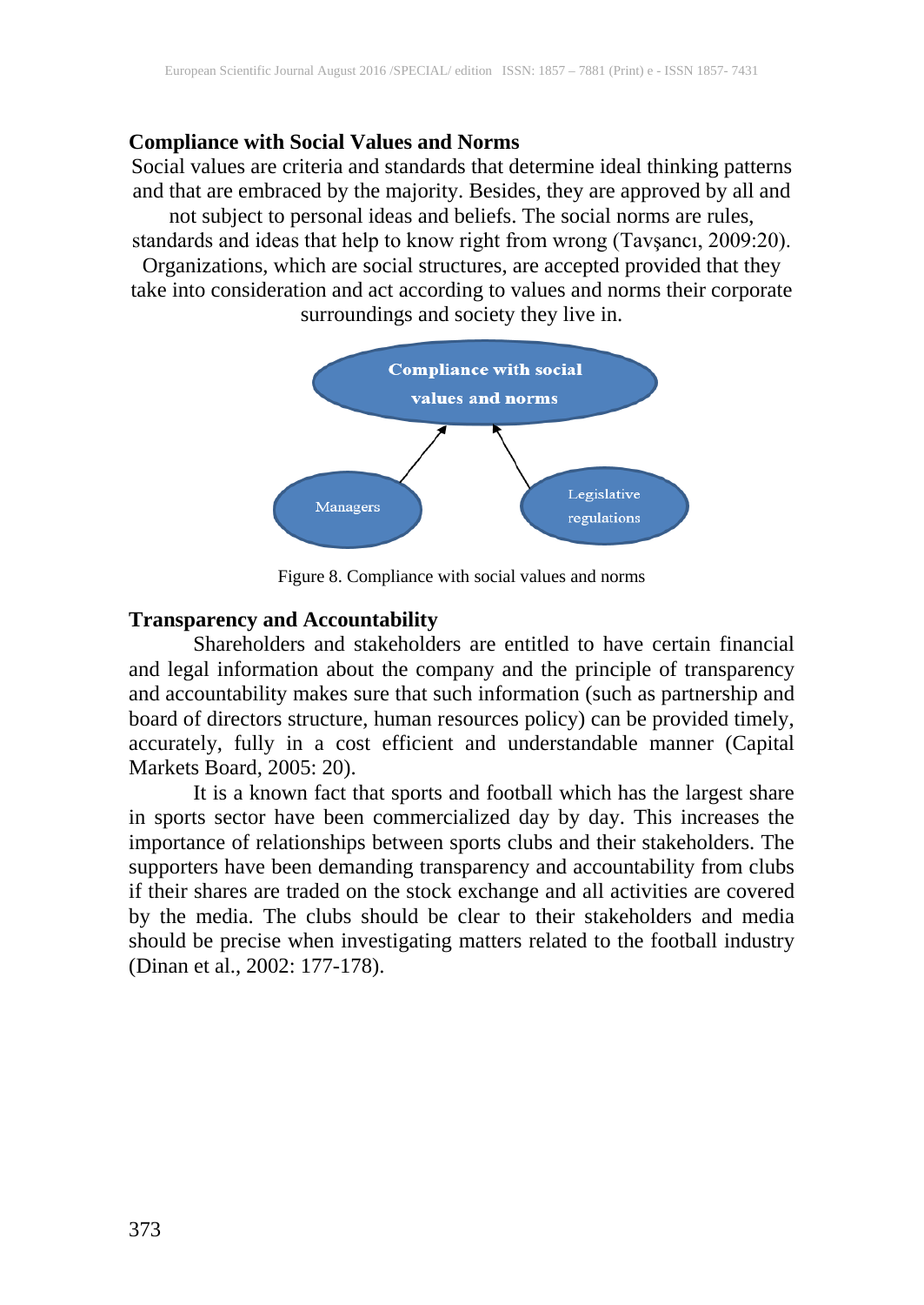### Compliance with Social Values and Norms

Social values are criteria and standards that determine ideal thinking patterns and that are embraced by the majority. Besides, they are approved by all and not subject to personal ideas and beliefs. The social norms are rules, standards and ideas that help to know right from wrong (Tavşancı, 2009:20). Organizations, which are social structures, are accepted provided that they take into consideration and act according to values and norms their corporate surroundings and society they live in.

Compliance with social values and norms

Managers

Legislative regulations

Figure 8. Compliance with social values and norms

### Transparency and Accountability

Shareholders and stakeholders are entitled to have certain financial and legal information about the company and the principle of transparency and accountability makes sure that such information (such as partnership and board of directors structure, human resources policy) can be provided timely, accurately, fully in a cost efficient and understandable manner (Capital Markets Board, 2005: 20).

It is a known fact that sports and football which has the largest share in sports sector have been commercialized day by day. This increases the importance of relationships between sports clubs and their stakeholders. The supporters have been demanding transparency and accountability from clubs if their shares are traded on the stock exchange and all activities are covered by the media. The clubs should be clear to their stakeholders and media should be precise when investigating matters related to the football industry (Dinan et al., 2002: 177-178).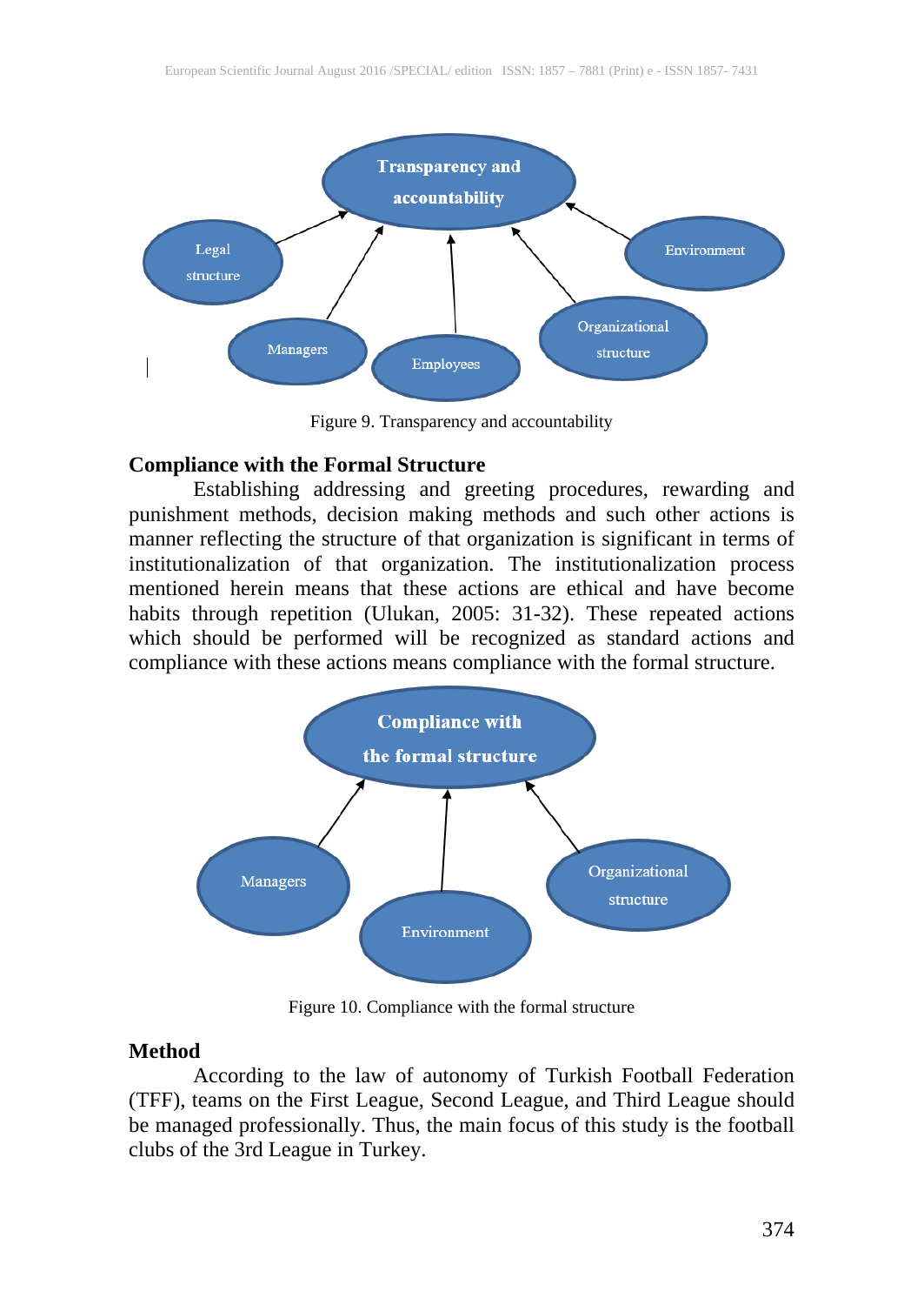Figure 9. Transparency and accountability

## Compliance with the Formal Structure

Establishing addressing and greeting procedures, rewarding and punishment methods, decision making methods and such other actions is manner reflecting the structure of that organization is significant in terms of institutionalization of that organization. The institutionalization process mentioned herein means that these actions are ethical and have become habits through repetition (Ulukan, 2005: 31-32). These repeated actions which should be performed will be recognized as standard actions and compliance with these actions means compliance with the formal structure.

Figure 10. Compliance with the formal structure

## Method

According to the law of autonomy of Turkish Football Federation (TFF), teams on the First League, Second League, and Third League should be managed professionally. Thus, the main focus of this study is the football clubs of the 3rd League in Turkey.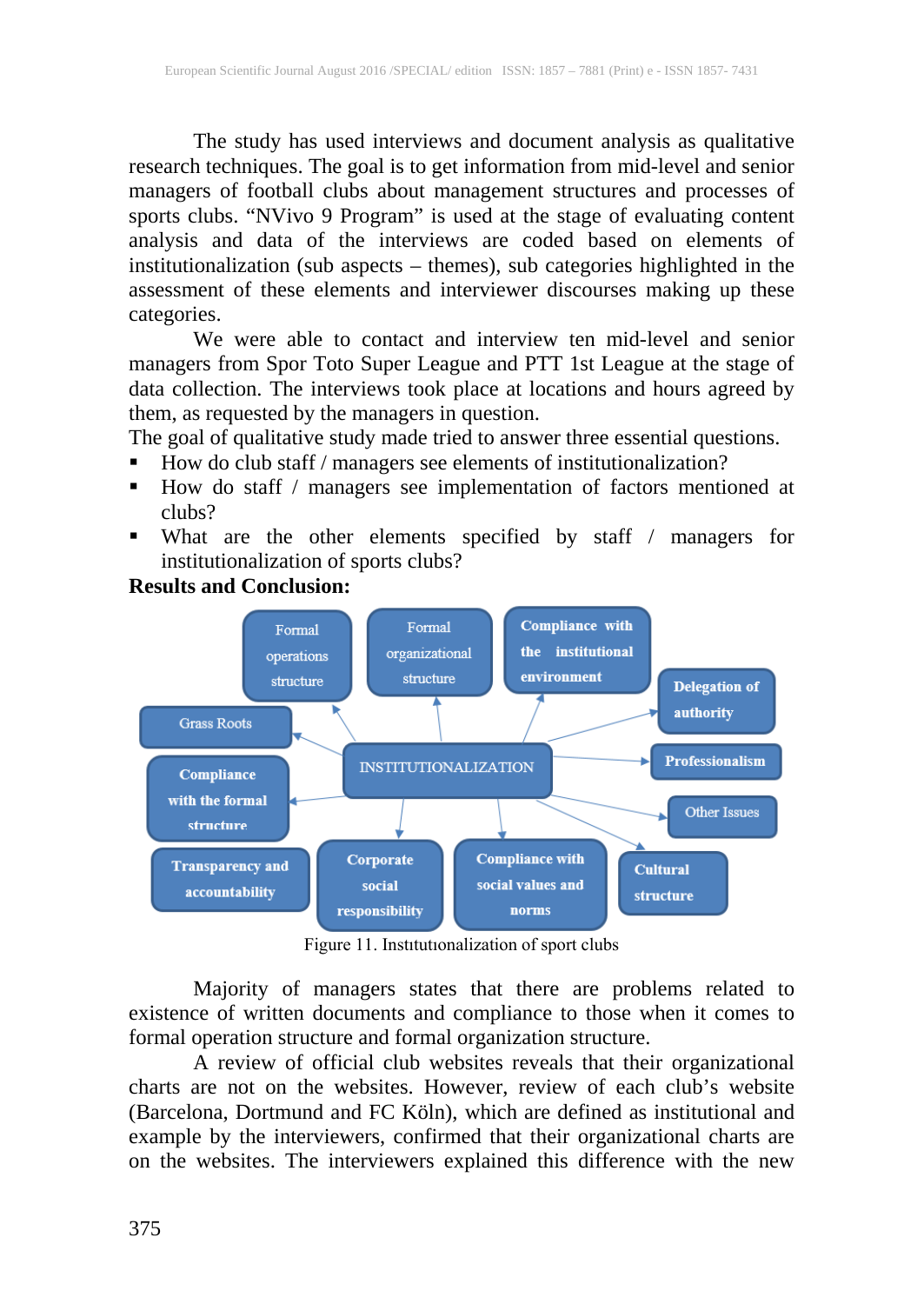The study has used interviews and document analysis as qualitative research techniques. The goal is to get information from mid-level and senior managers of football clubs about management structures and processes of sports clubs. "NVivo 9 Program" is used at the stage of evaluating content analysis and data of the interviews are coded based on elements of institutionalization (sub aspects – themes), sub categories highlighted in the assessment of these elements and interviewer discourses making up these categories.

We were able to contact and interview ten mid-level and senior managers from Spor Toto Super League and PTT 1st League at the stage of data collection. The interviews took place at locations and hours agreed by them, as requested by the managers in question.

The goal of qualitative study made tried to answer three essential questions.

- How do club staff / managers see elements of institutionalization?
- How do staff / managers see implementation of factors mentioned at clubs?
- What are the other elements specified by staff / managers for institutionalization of sports clubs?

**Results and Conclusion:**

Figure 11. Institutionalization of sport clubs

Majority of managers states that there are problems related to existence of written documents and compliance to those when it comes to formal operation structure and formal organization structure.

A review of official club websites reveals that their organizational charts are not on the websites. However, review of each club's website (Barcelona, Dortmund and FC Köln), which are defined as institutional and example by the interviewers, confirmed that their organizational charts are on the websites. The interviewers explained this difference with the new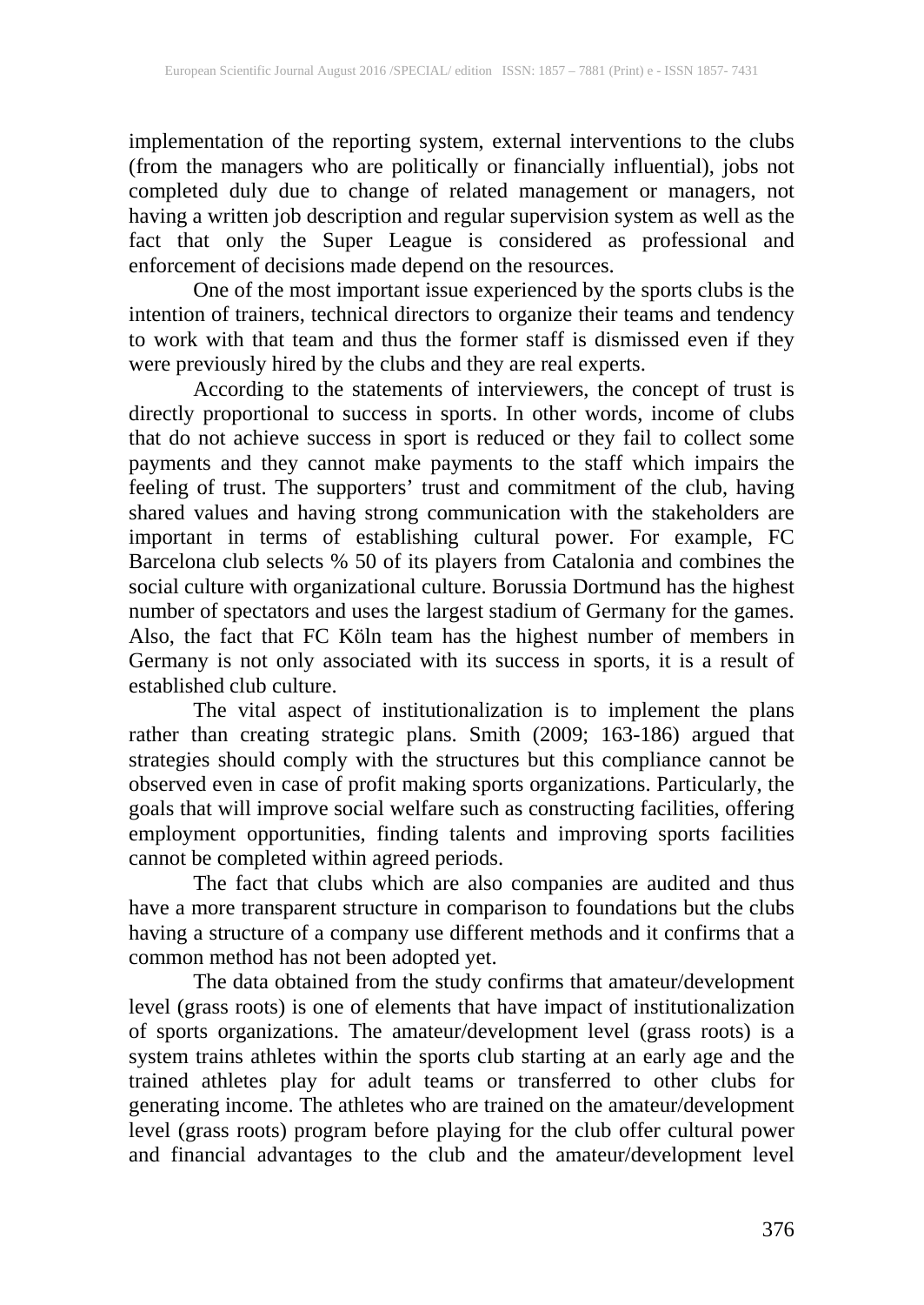implementation of the reporting system, external interventions to the clubs (from the managers who are politically or financially influential), jobs not completed duly due to change of related management or managers, not having a written job description and regular supervision system as well as the fact that only the Super League is considered as professional and enforcement of decisions made depend on the resources.

One of the most important issue experienced by the sports clubs is the intention of trainers, technical directors to organize their teams and tendency to work with that team and thus the former staff is dismissed even if they were previously hired by the clubs and they are real experts.

According to the statements of interviewers, the concept of trust is directly proportional to success in sports. In other words, income of clubs that do not achieve success in sport is reduced or they fail to collect some payments and they cannot make payments to the staff which impairs the feeling of trust. The supporters' trust and commitment of the club, having shared values and having strong communication with the stakeholders are important in terms of establishing cultural power. For example, FC Barcelona club selects % 50 of its players from Catalonia and combines the social culture with organizational culture. Borussia Dortmund has the highest number of spectators and uses the largest stadium of Germany for the games. Also, the fact that FC Köln team has the highest number of members in Germany is not only associated with its success in sports, it is a result of established club culture.

The vital aspect of institutionalization is to implement the plans rather than creating strategic plans. Smith (2009; 163-186) argued that strategies should comply with the structures but this compliance cannot be observed even in case of profit making sports organizations. Particularly, the goals that will improve social welfare such as constructing facilities, offering employment opportunities, finding talents and improving sports facilities cannot be completed within agreed periods.

The fact that clubs which are also companies are audited and thus have a more transparent structure in comparison to foundations but the clubs having a structure of a company use different methods and it confirms that a common method has not been adopted yet.

The data obtained from the study confirms that amateur/development level (grass roots) is one of elements that have impact of institutionalization of sports organizations. The amateur/development level (grass roots) is a system trains athletes within the sports club starting at an early age and the trained athletes play for adult teams or transferred to other clubs for generating income. The athletes who are trained on the amateur/development level (grass roots) program before playing for the club offer cultural power and financial advantages to the club and the amateur/development level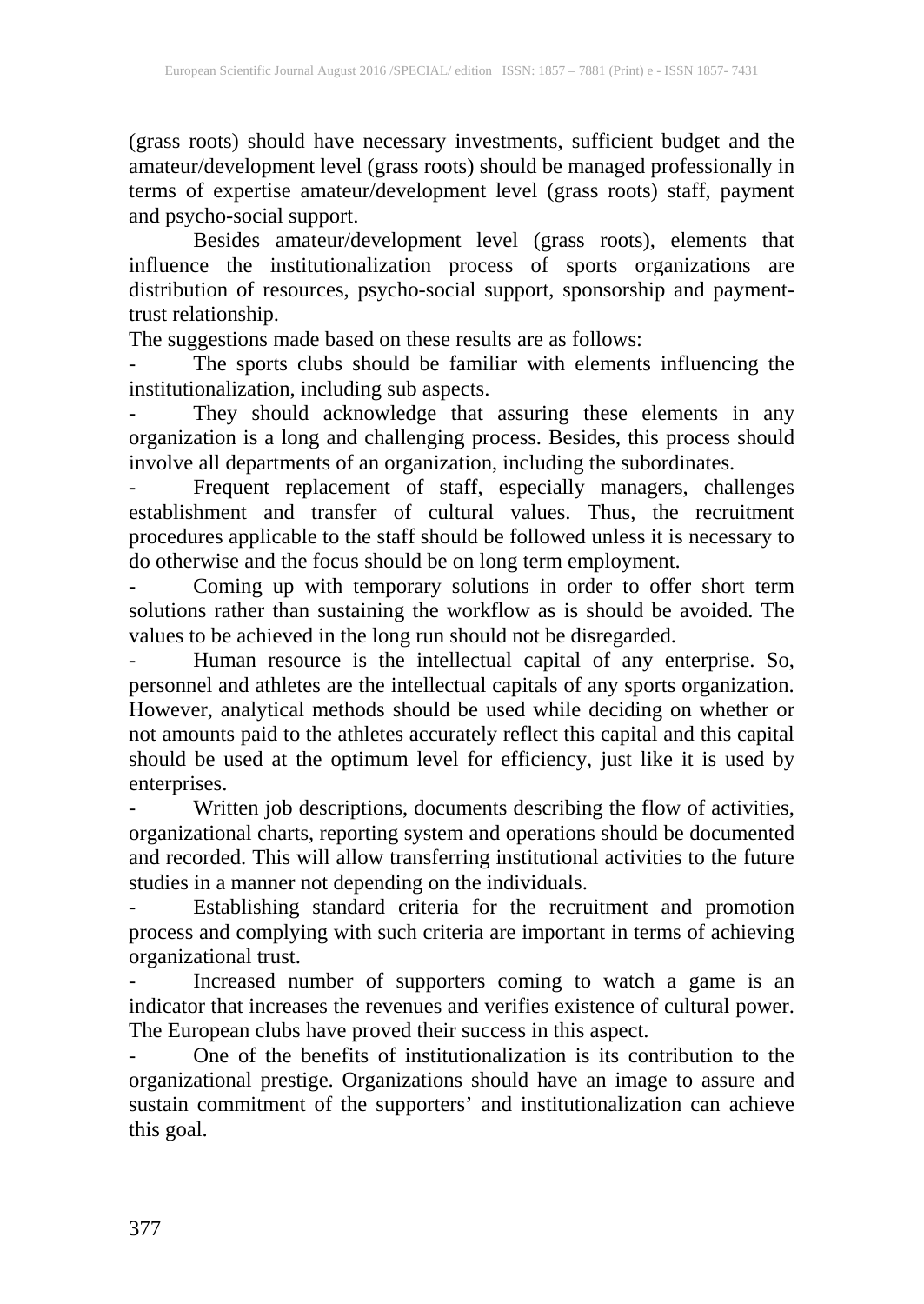(grass roots) should have necessary investments, sufficient budget and the amateur/development level (grass roots) should be managed professionally in terms of expertise amateur/development level (grass roots) staff, payment and psycho-social support.

Besides amateur/development level (grass roots), elements that influence the institutionalization process of sports organizations are distribution of resources, psycho-social support, sponsorship and payment-trust relationship.

The suggestions made based on these results are as follows:

- The sports clubs should be familiar with elements influencing the institutionalization, including sub aspects.
- They should acknowledge that assuring these elements in any organization is a long and challenging process. Besides, this process should involve all departments of an organization, including the subordinates.
- Frequent replacement of staff, especially managers, challenges establishment and transfer of cultural values. Thus, the recruitment procedures applicable to the staff should be followed unless it is necessary to do otherwise and the focus should be on long term employment.
- Coming up with temporary solutions in order to offer short term solutions rather than sustaining the workflow as is should be avoided. The values to be achieved in the long run should not be disregarded.
- Human resource is the intellectual capital of any enterprise. So, personnel and athletes are the intellectual capitals of any sports organization. However, analytical methods should be used while deciding on whether or not amounts paid to the athletes accurately reflect this capital and this capital should be used at the optimum level for efficiency, just like it is used by enterprises.
- Written job descriptions, documents describing the flow of activities, organizational charts, reporting system and operations should be documented and recorded. This will allow transferring institutional activities to the future studies in a manner not depending on the individuals.
- Establishing standard criteria for the recruitment and promotion process and complying with such criteria are important in terms of achieving organizational trust.
- Increased number of supporters coming to watch a game is an indicator that increases the revenues and verifies existence of cultural power. The European clubs have proved their success in this aspect.
- One of the benefits of institutionalization is its contribution to the organizational prestige. Organizations should have an image to assure and sustain commitment of the supporters' and institutionalization can achieve this goal.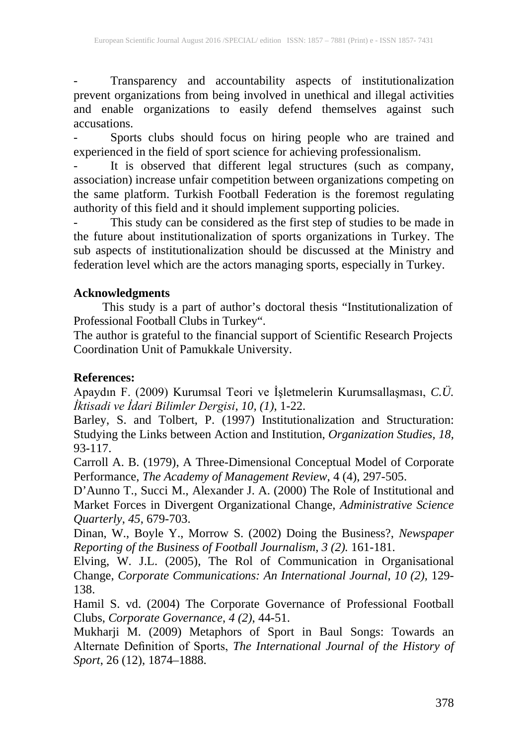- Transparency and accountability aspects of institutionalization prevent organizations from being involved in unethical and illegal activities and enable organizations to easily defend themselves against such accusations.
- Sports clubs should focus on hiring people who are trained and experienced in the field of sport science for achieving professionalism.
- It is observed that different legal structures (such as company, association) increase unfair competition between organizations competing on the same platform. Turkish Football Federation is the foremost regulating authority of this field and it should implement supporting policies.
- This study can be considered as the first step of studies to be made in the future about institutionalization of sports organizations in Turkey. The sub aspects of institutionalization should be discussed at the Ministry and federation level which are the actors managing sports, especially in Turkey.

**Acknowledgments**

This study is a part of author's doctoral thesis "Institutionalization of Professional Football Clubs in Turkey".

The author is grateful to the financial support of Scientific Research Projects Coordination Unit of Pamukkale University.

**References:**

Apaydın F. (2009) Kurumsal Teori ve İşletmelerin Kurumsallaşması, *C.Ü. İktisadi ve İdari Bilimler Dergisi*, *10, (1)*, 1-22.

Barley, S. and Tolbert, P. (1997) Institutionalization and Structuration: Studying the Links between Action and Institution, *Organization Studies, 18*, 93-117.

Carroll A. B. (1979), A Three-Dimensional Conceptual Model of Corporate Performance, *The Academy of Management Review*, 4 (4), 297-505.

D'Aunno T., Succi M., Alexander J. A. (2000) The Role of Institutional and Market Forces in Divergent Organizational Change, *Administrative Science Quarterly*, *45*, 679-703.

Dinan, W., Boyle Y., Morrow S. (2002) Doing the Business?, *Newspaper Reporting of the Business of Football Journalism*, *3 (2).* 161-181.

Elving, W. J.L. (2005), The Rol of Communication in Organisational Change, *Corporate Communications: An International Journal*, *10 (2)*, 129-138.

Hamil S. vd. (2004) The Corporate Governance of Professional Football Clubs, *Corporate Governance*, *4 (2)*, 44-51.

Mukharji M. (2009) Metaphors of Sport in Baul Songs: Towards an Alternate Definition of Sports, *The International Journal of the History of Sport*, 26 (12), 1874–1888.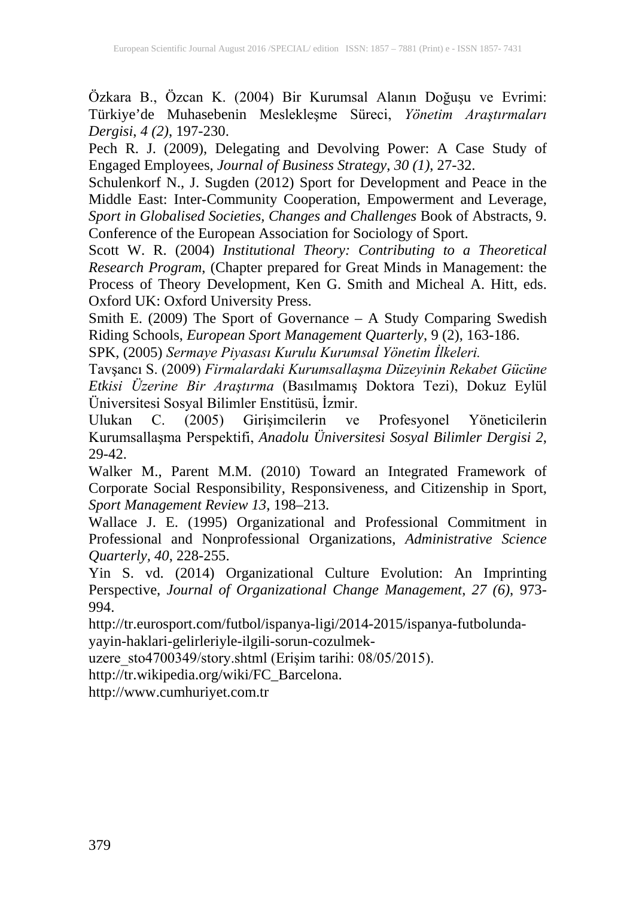Özkara B., Özcan K. (2004) Bir Kurumsal Alanın Doğuşu ve Evrimi: Türkiye'de Muhasebenin Meslekleşme Süreci, *Yönetim Araştırmaları Dergisi*, *4 (2)*, 197-230.

Pech R. J. (2009), Delegating and Devolving Power: A Case Study of Engaged Employees, *Journal of Business Strategy*, *30 (1)*, 27-32.

Schulenkorf N., J. Sugden (2012) Sport for Development and Peace in the Middle East: Inter-Community Cooperation, Empowerment and Leverage, *Sport in Globalised Societies, Changes and Challenges* Book of Abstracts, 9. Conference of the European Association for Sociology of Sport.

Scott W. R. (2004) *Institutional Theory: Contributing to a Theoretical Research Program*, (Chapter prepared for Great Minds in Management: the Process of Theory Development, Ken G. Smith and Micheal A. Hitt, eds. Oxford UK: Oxford University Press.

Smith E. (2009) The Sport of Governance – A Study Comparing Swedish Riding Schools, *European Sport Management Quarterly*, 9 (2), 163-186.

SPK, (2005) *Sermaye Piyasası Kurulu Kurumsal Yönetim İlkeleri.*

Tavşancı S. (2009) *Firmalardaki Kurumsallaşma Düzeyinin Rekabet Gücüne Etkisi Üzerine Bir Araştırma* (Basılmamış Doktora Tezi), Dokuz Eylül Üniversitesi Sosyal Bilimler Enstitüsü, İzmir.

Ulukan C. (2005) Girişimcilerin ve Profesyonel Yöneticilerin Kurumsallaşma Perspektifi, *Anadolu Üniversitesi Sosyal Bilimler Dergisi 2*, 29-42.

Walker M., Parent M.M. (2010) Toward an Integrated Framework of Corporate Social Responsibility, Responsiveness, and Citizenship in Sport, *Sport Management Review 13*, 198–213.

Wallace J. E. (1995) Organizational and Professional Commitment in Professional and Nonprofessional Organizations, *Administrative Science Quarterly, 40*, 228-255.

Yin S. vd. (2014) Organizational Culture Evolution: An Imprinting Perspective, *Journal of Organizational Change Management*, *27 (6)*, 973-994.

http://tr.eurosport.com/futbol/ispanya-ligi/2014-2015/ispanya-futbolunda-yayin-haklari-gelirleriyle-ilgili-sorun-cozulmek-uzere_sto4700349/story.shtml (Erişim tarihi: 08/05/2015).

http://tr.wikipedia.org/wiki/FC_Barcelona.

http://www.cumhuriyet.com.tr